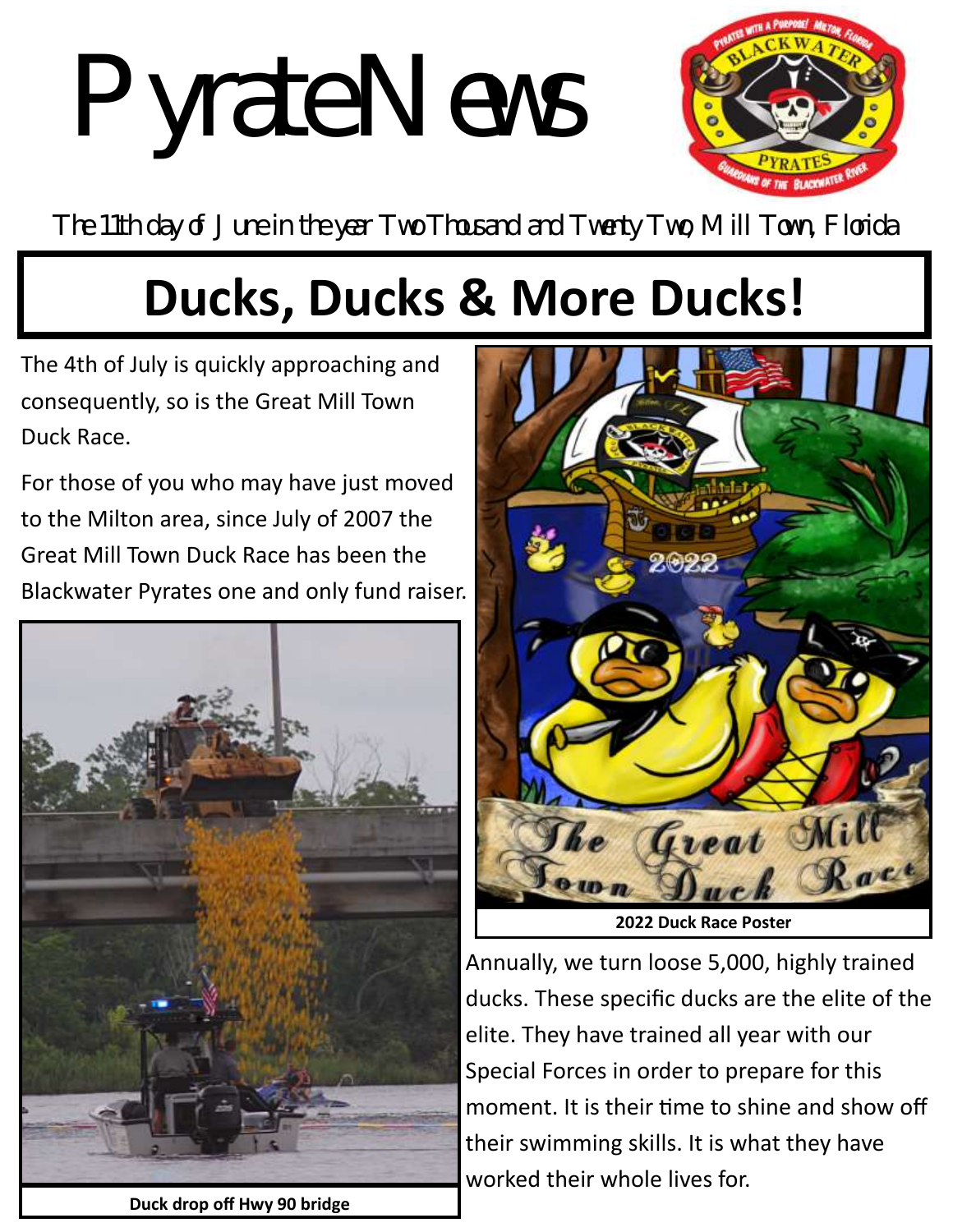# PyrateNews

The 11th day of June in the year Two Thousand and Twenty Two, Mill Town, Florida

## Ducks, Ducks & More Ducks!

The 4th of July is quickly approaching and consequently, so is the Great Mill Town Duck Race.

For those of you who may have just moved to the Milton area, since July of 2007 the Great Mill Town Duck Race has been the Blackwater Pyrates one and only fund raiser.

**Duck drop off Hwy 90 bridge**

**2022 Duck Race Poster**

Annually, we turn loose 5,000, highly trained ducks. These specific ducks are the elite of the elite. They have trained all year with our Special Forces in order to prepare for this moment. It is their time to shine and show off their swimming skills. It is what they have worked their whole lives for.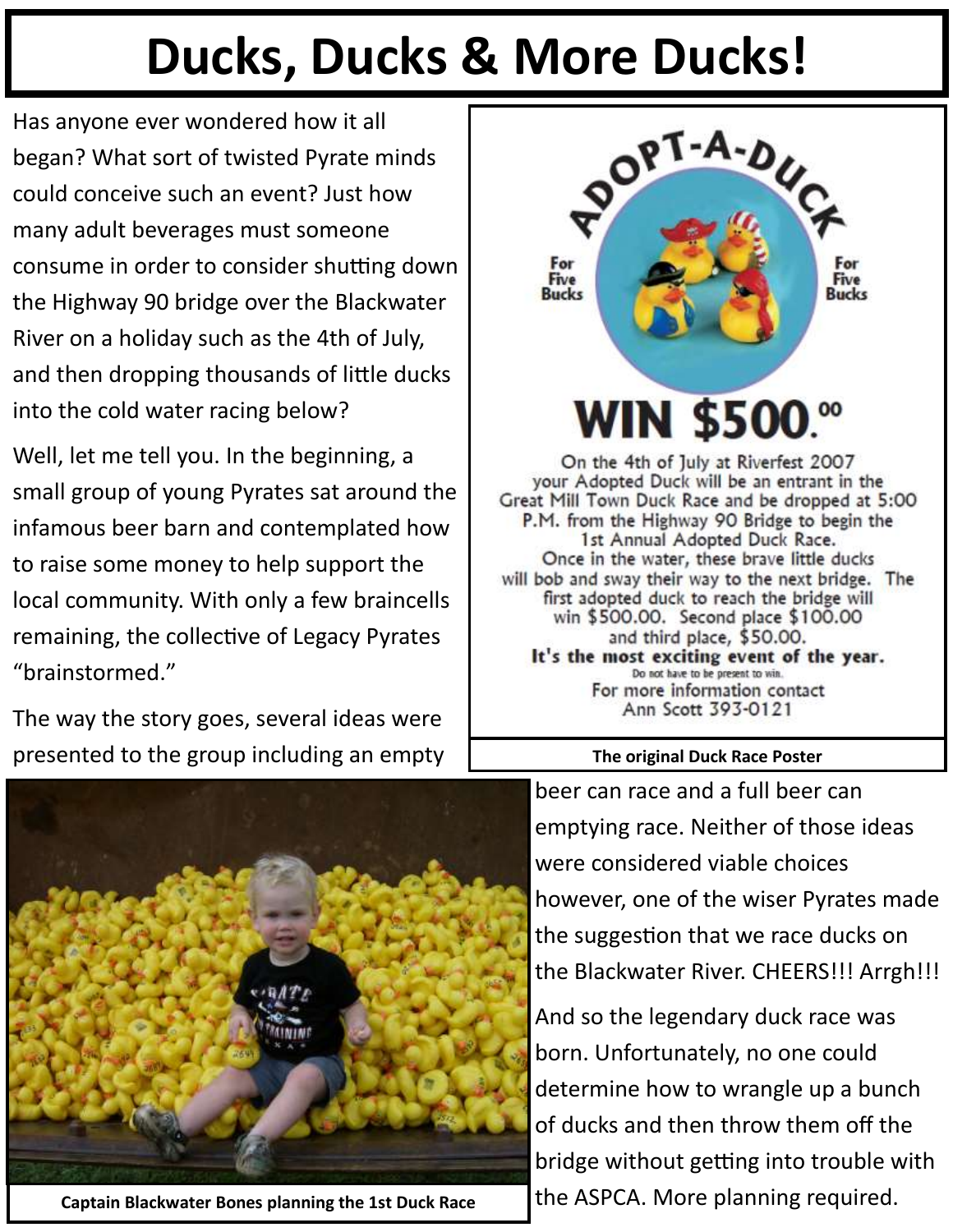# Ducks, Ducks & More Ducks!

Has anyone ever wondered how it all began? What sort of twisted Pyrate minds could conceive such an event? Just how many adult beverages must someone consume in order to consider shutting down the Highway 90 bridge over the Blackwater River on a holiday such as the 4th of July, and then dropping thousands of little ducks into the cold water racing below?

Well, let me tell you. In the beginning, a small group of young Pyrates sat around the infamous beer barn and contemplated how to raise some money to help support the local community. With only a few braincells remaining, the collective of Legacy Pyrates "brainstormed."

The way the story goes, several ideas were presented to the group including an empty beer can race and a full beer can emptying race. Neither of those ideas were considered viable choices however, one of the wiser Pyrates made the suggestion that we race ducks on the Blackwater River. CHEERS!!! Arrgh!!!

And so the legendary duck race was born. Unfortunately, no one could determine how to wrangle up a bunch of ducks and then throw them off the bridge without getting into trouble with the ASPCA. More planning required.

ADOPT-A-DUCK

For Five Bucks

For Five Bucks

WIN $500.00

On the 4th of July at Riverfest 2007 your Adopted Duck will be an entrant in the Great Mill Town Duck Race and be dropped at 5:00 P.M. from the Highway 90 Bridge to begin the 1st Annual Adopted Duck Race. Once in the water, these brave little ducks will bob and sway their way to the next bridge. The first adopted duck to reach the bridge will win $500.00. Second place $100.00 and third place, $50.00.

**It's the most exciting event of the year.**

Do not have to be present to win.

For more information contact Ann Scott 393-0121

**The original Duck Race Poster**

**Captain Blackwater Bones planning the 1st Duck Race**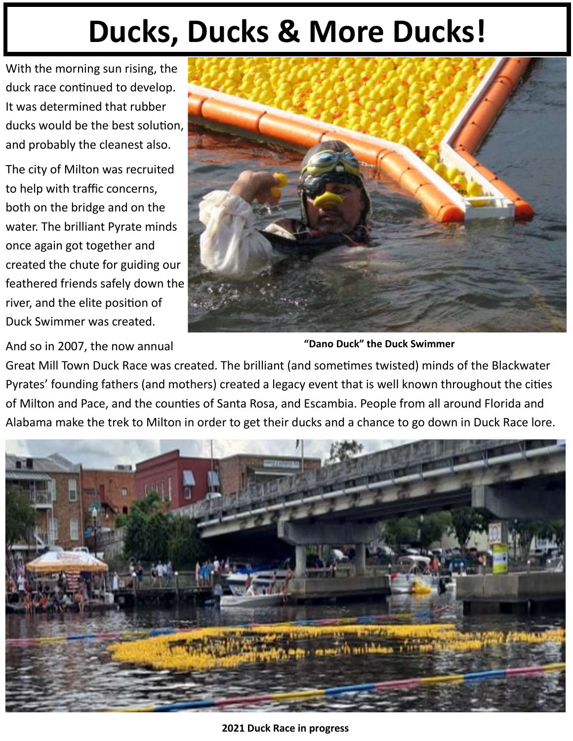# Ducks, Ducks & More Ducks!

With the morning sun rising, the duck race continued to develop. It was determined that rubber ducks would be the best solution, and probably the cleanest also.

The city of Milton was recruited to help with traffic concerns, both on the bridge and on the water. The brilliant Pyrate minds once again got together and created the chute for guiding our feathered friends safely down the river, and the elite position of Duck Swimmer was created.

**"Dano Duck" the Duck Swimmer**

And so in 2007, the now annual Great Mill Town Duck Race was created. The brilliant (and sometimes twisted) minds of the Blackwater Pyrates' founding fathers (and mothers) created a legacy event that is well known throughout the cities of Milton and Pace, and the counties of Santa Rosa, and Escambia. People from all around Florida and Alabama make the trek to Milton in order to get their ducks and a chance to go down in Duck Race lore.

**2021 Duck Race in progress**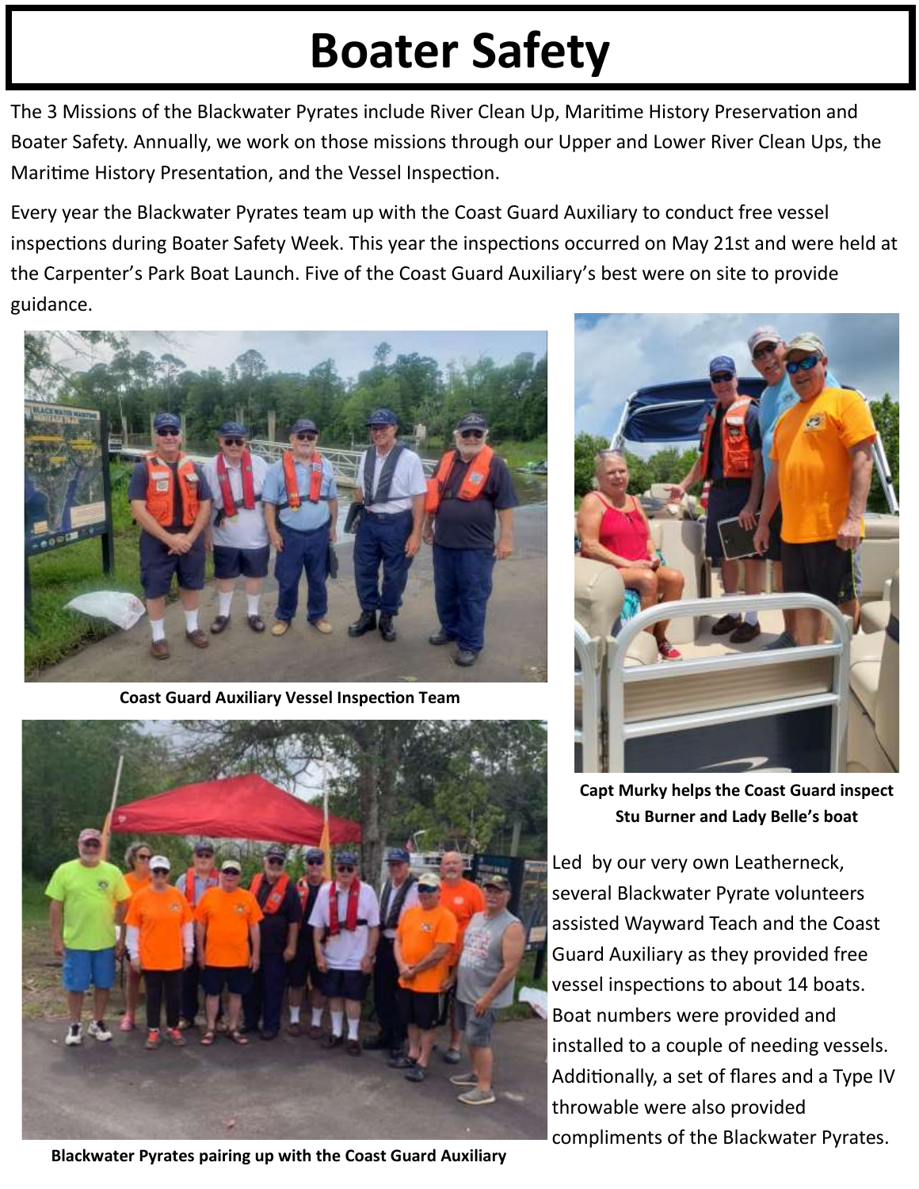# Boater Safety

The 3 Missions of the Blackwater Pyrates include River Clean Up, Maritime History Preservation and Boater Safety. Annually, we work on those missions through our Upper and Lower River Clean Ups, the Maritime History Presentation, and the Vessel Inspection.

Every year the Blackwater Pyrates team up with the Coast Guard Auxiliary to conduct free vessel inspections during Boater Safety Week. This year the inspections occurred on May 21st and were held at the Carpenter's Park Boat Launch. Five of the Coast Guard Auxiliary's best were on site to provide guidance.

**Coast Guard Auxiliary Vessel Inspection Team**

**Capt Murky helps the Coast Guard inspect Stu Burner and Lady Belle's boat**

**Blackwater Pyrates pairing up with the Coast Guard Auxiliary**

Led by our very own Leatherneck, several Blackwater Pyrate volunteers assisted Wayward Teach and the Coast Guard Auxiliary as they provided free vessel inspections to about 14 boats. Boat numbers were provided and installed to a couple of needing vessels. Additionally, a set of flares and a Type IV throwable were also provided compliments of the Blackwater Pyrates.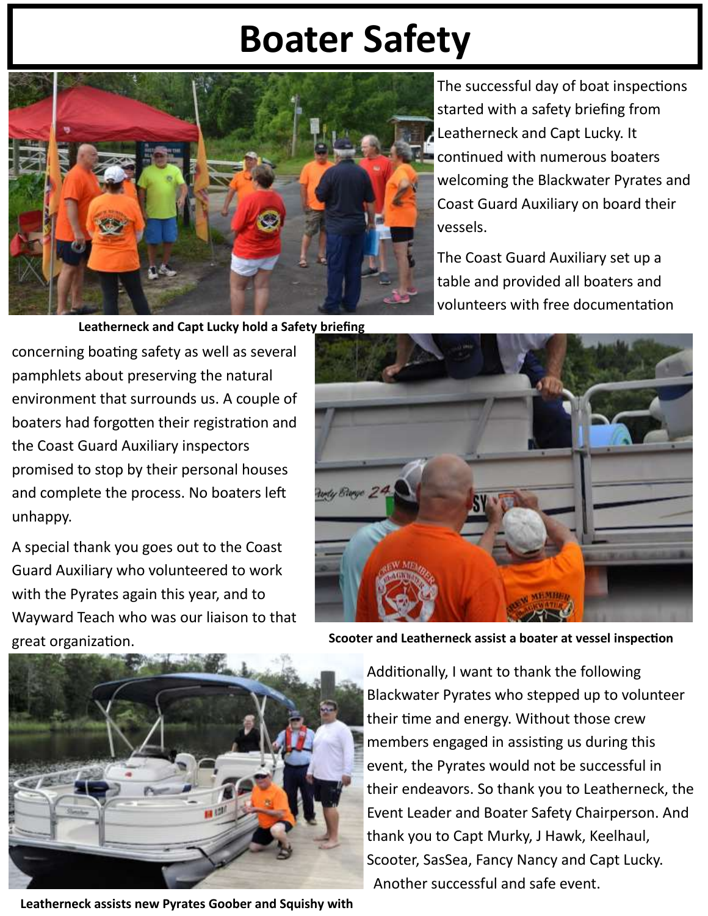# Boater Safety

The successful day of boat inspections started with a safety briefing from Leatherneck and Capt Lucky. It continued with numerous boaters welcoming the Blackwater Pyrates and Coast Guard Auxiliary on board their vessels.

The Coast Guard Auxiliary set up a table and provided all boaters and volunteers with free documentation concerning boating safety as well as several pamphlets about preserving the natural environment that surrounds us. A couple of boaters had forgotten their registration and the Coast Guard Auxiliary inspectors promised to stop by their personal houses and complete the process. No boaters left unhappy.

**Leatherneck and Capt Lucky hold a Safety briefing**

A special thank you goes out to the Coast Guard Auxiliary who volunteered to work with the Pyrates again this year, and to Wayward Teach who was our liaison to that great organization.

**Scooter and Leatherneck assist a boater at vessel inspection**

Additionally, I want to thank the following Blackwater Pyrates who stepped up to volunteer their time and energy. Without those crew members engaged in assisting us during this event, the Pyrates would not be successful in their endeavors. So thank you to Leatherneck, the Event Leader and Boater Safety Chairperson. And thank you to Capt Murky, J Hawk, Keelhaul, Scooter, SasSea, Fancy Nancy and Capt Lucky. Another successful and safe event.

**Leatherneck assists new Pyrates Goober and Squishy with**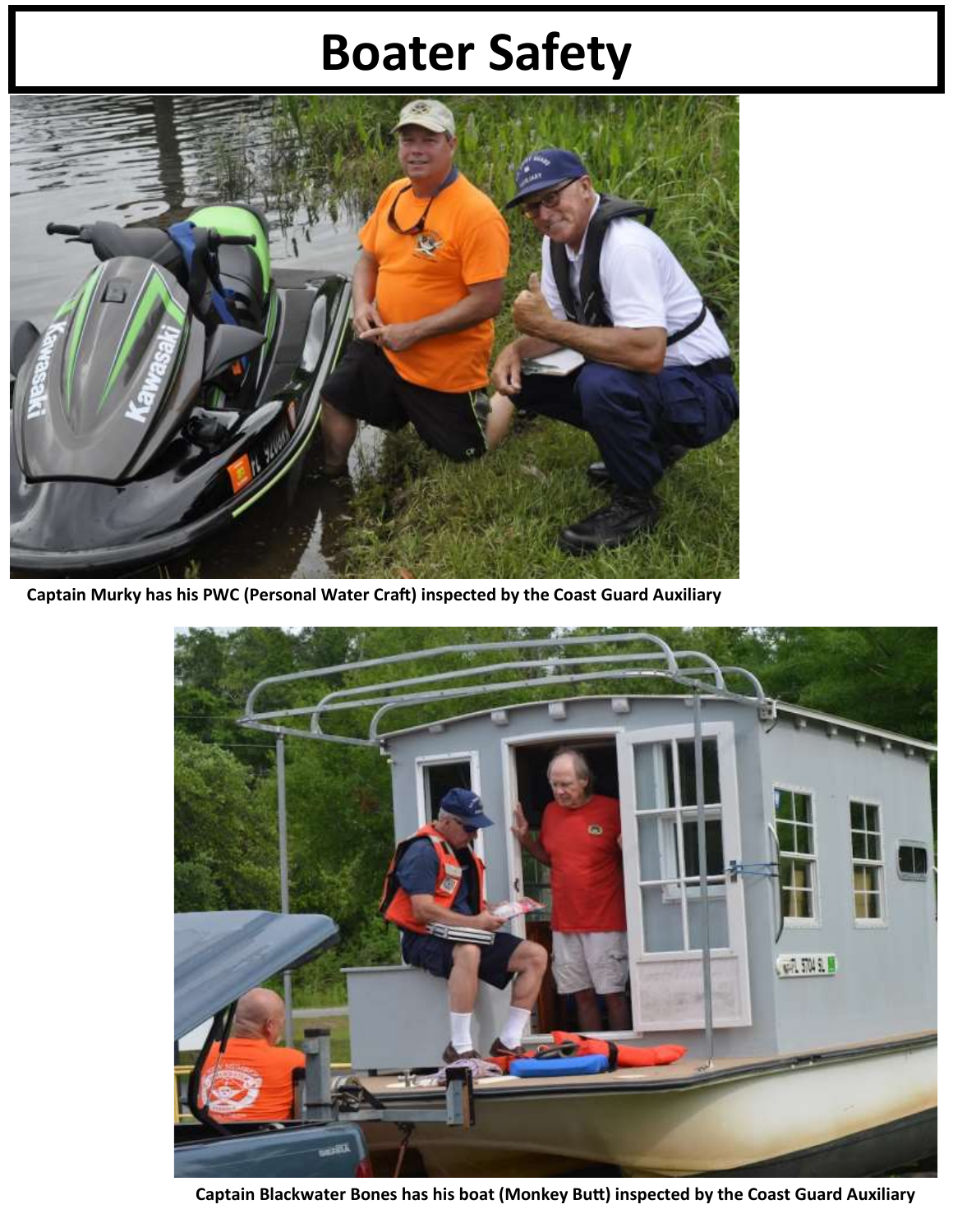# Boater Safety

Captain Murky has his PWC (Personal Water Craft) inspected by the Coast Guard Auxiliary

Captain Blackwater Bones has his boat (Monkey Butt) inspected by the Coast Guard Auxiliary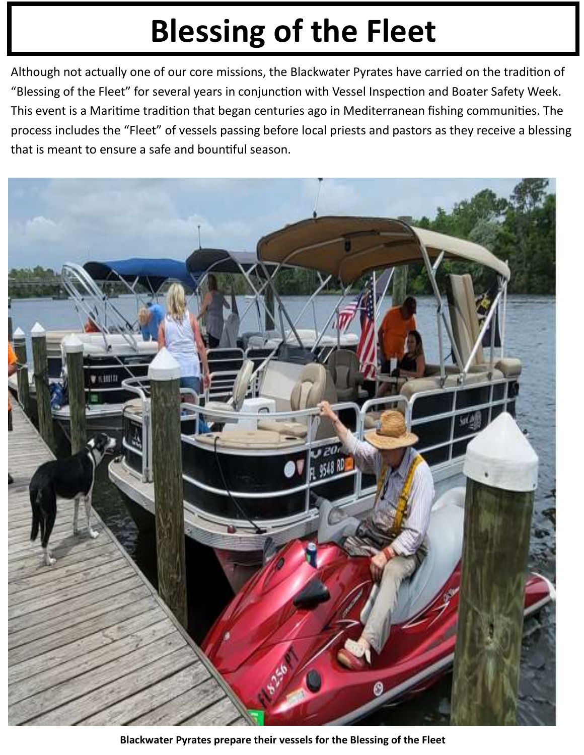# Blessing of the Fleet

Although not actually one of our core missions, the Blackwater Pyrates have carried on the tradition of "Blessing of the Fleet" for several years in conjunction with Vessel Inspection and Boater Safety Week. This event is a Maritime tradition that began centuries ago in Mediterranean fishing communities. The process includes the "Fleet" of vessels passing before local priests and pastors as they receive a blessing that is meant to ensure a safe and bountiful season.

**Blackwater Pyrates prepare their vessels for the Blessing of the Fleet**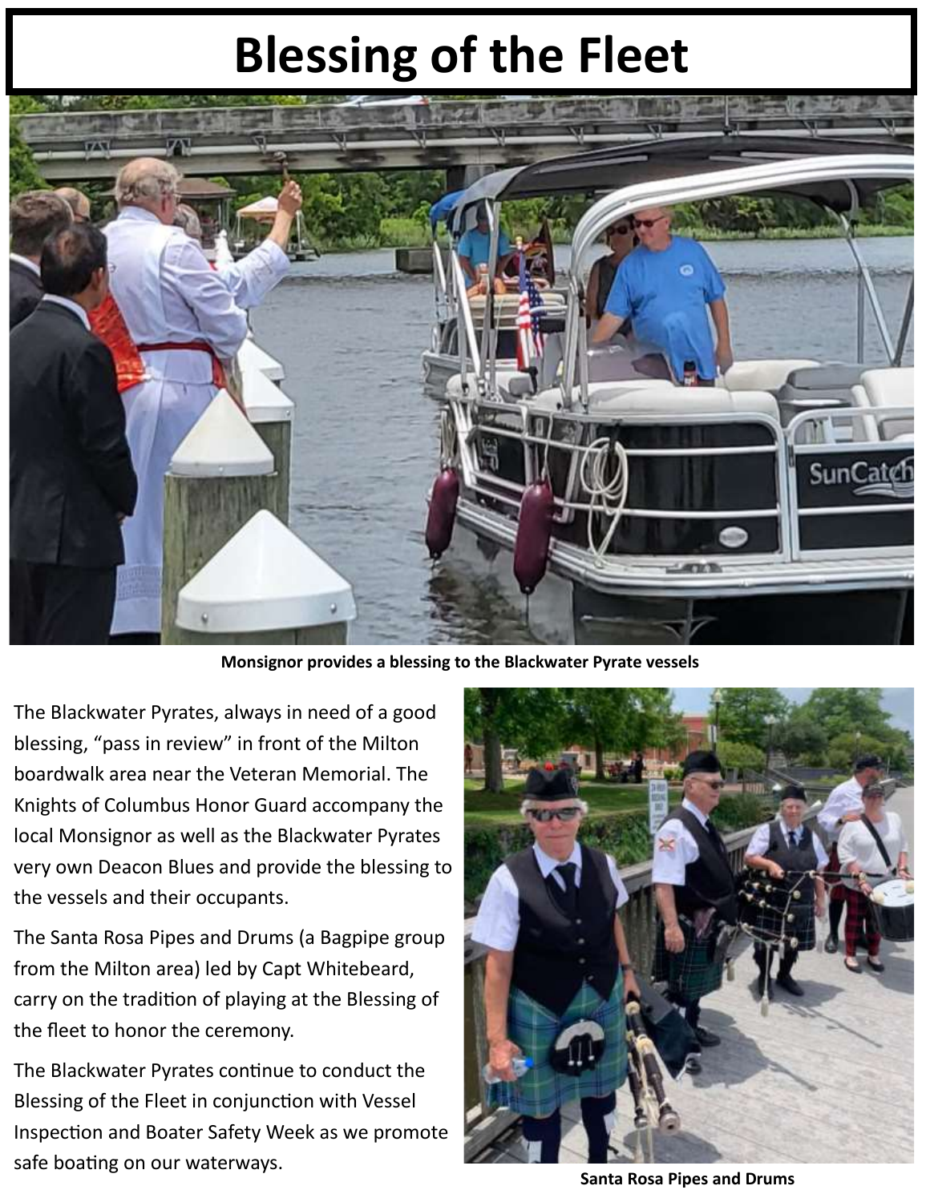# Blessing of the Fleet

Monsignor provides a blessing to the Blackwater Pyrate vessels

The Blackwater Pyrates, always in need of a good blessing, "pass in review" in front of the Milton boardwalk area near the Veteran Memorial. The Knights of Columbus Honor Guard accompany the local Monsignor as well as the Blackwater Pyrates very own Deacon Blues and provide the blessing to the vessels and their occupants.

The Santa Rosa Pipes and Drums (a Bagpipe group from the Milton area) led by Capt Whitebeard, carry on the tradition of playing at the Blessing of the fleet to honor the ceremony.

The Blackwater Pyrates continue to conduct the Blessing of the Fleet in conjunction with Vessel Inspection and Boater Safety Week as we promote safe boating on our waterways.

Santa Rosa Pipes and Drums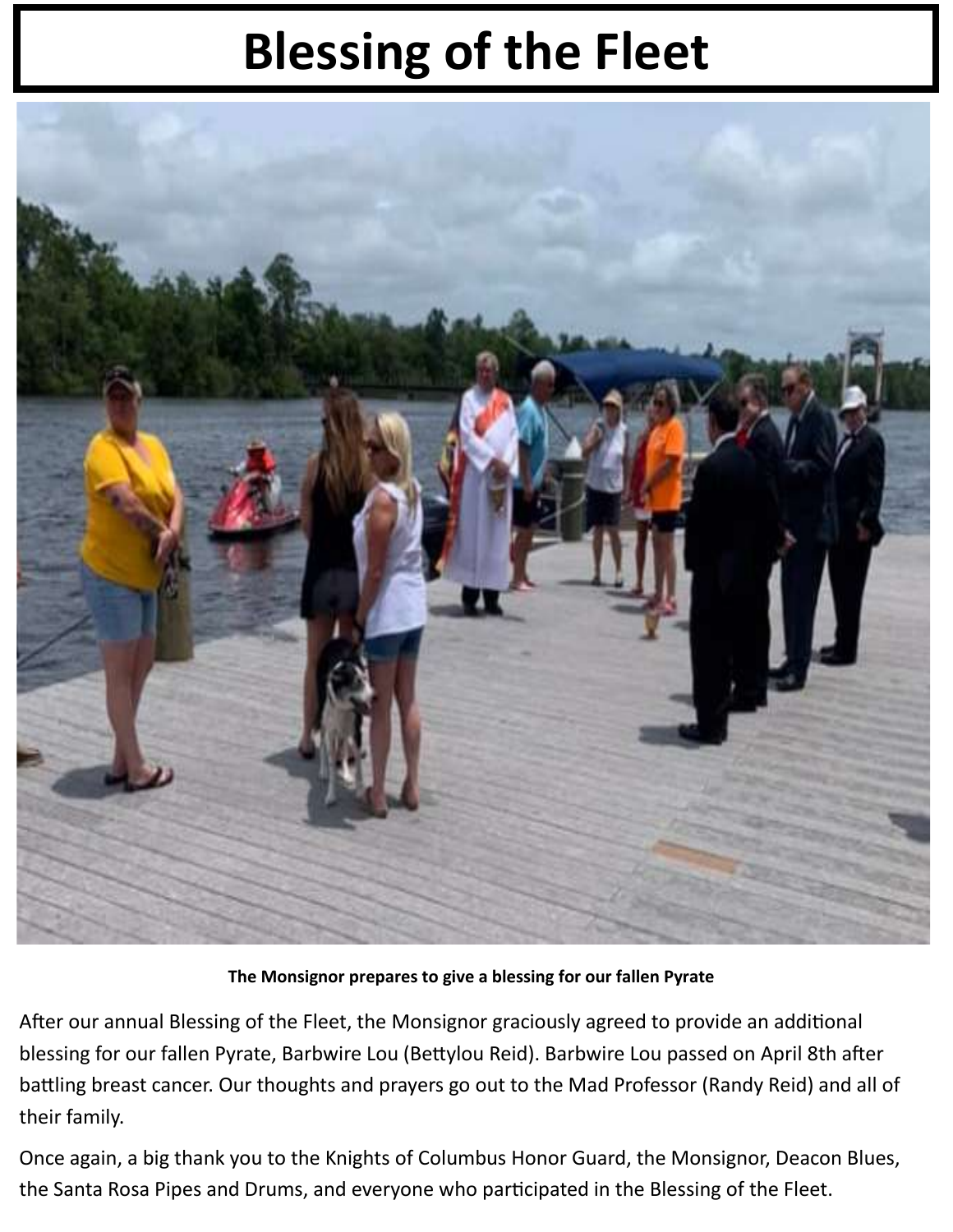# Blessing of the Fleet

**The Monsignor prepares to give a blessing for our fallen Pyrate**

After our annual Blessing of the Fleet, the Monsignor graciously agreed to provide an additional blessing for our fallen Pyrate, Barbwire Lou (Bettylou Reid). Barbwire Lou passed on April 8th after battling breast cancer. Our thoughts and prayers go out to the Mad Professor (Randy Reid) and all of their family.

Once again, a big thank you to the Knights of Columbus Honor Guard, the Monsignor, Deacon Blues, the Santa Rosa Pipes and Drums, and everyone who participated in the Blessing of the Fleet.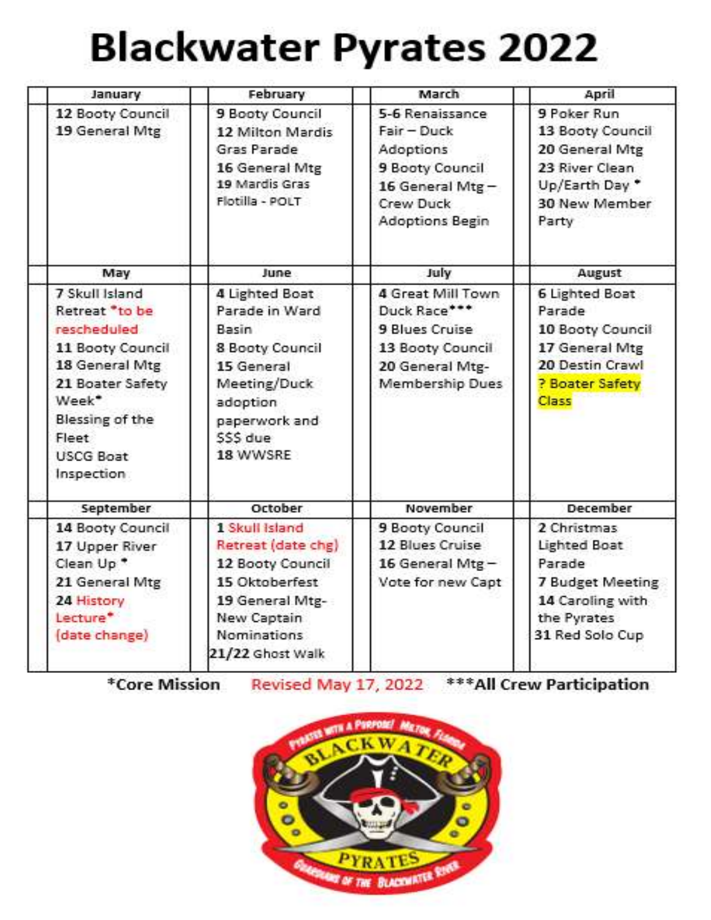# Blackwater Pyrates 2022

| January | February | March | April |
|---|---|---|---|
| 12 Booty Council<br>19 General Mtg | 9 Booty Council<br>12 Milton Mardis Gras Parade<br>16 General Mtg<br>19 Mardis Gras Flotilla - POLT | 5-6 Renaissance Fair – Duck Adoptions<br>9 Booty Council<br>16 General Mtg – Crew Duck Adoptions Begin | 9 Poker Run<br>13 Booty Council<br>20 General Mtg<br>23 River Clean Up/Earth Day *<br>30 New Member Party |
| **May** | **June** | **July** | **August** |
| 7 Skull Island Retreat *to be rescheduled<br>11 Booty Council<br>18 General Mtg<br>21 Boater Safety Week*<br>Blessing of the Fleet<br>USCG Boat Inspection | 4 Lighted Boat Parade in Ward Basin<br>8 Booty Council<br>15 General Meeting/Duck adoption paperwork and $$$ due<br>18 WWSRE | 4 Great Mill Town Duck Race***<br>9 Blues Cruise<br>13 Booty Council<br>20 General Mtg-Membership Dues | 6 Lighted Boat Parade<br>10 Booty Council<br>17 General Mtg<br>20 Destin Crawl<br>? Boater Safety Class |
| **September** | **October** | **November** | **December** |
| 14 Booty Council<br>17 Upper River Clean Up *<br>21 General Mtg<br>24 History Lecture* (date change) | 1 Skull Island Retreat (date chg)<br>12 Booty Council<br>15 Oktoberfest<br>19 General Mtg-New Captain Nominations<br>21/22 Ghost Walk | 9 Booty Council<br>12 Blues Cruise<br>16 General Mtg – Vote for new Capt | 2 Christmas Lighted Boat Parade<br>7 Budget Meeting<br>14 Caroling with the Pyrates<br>31 Red Solo Cup |

*Core Mission Revised May 17, 2022 ***All Crew Participation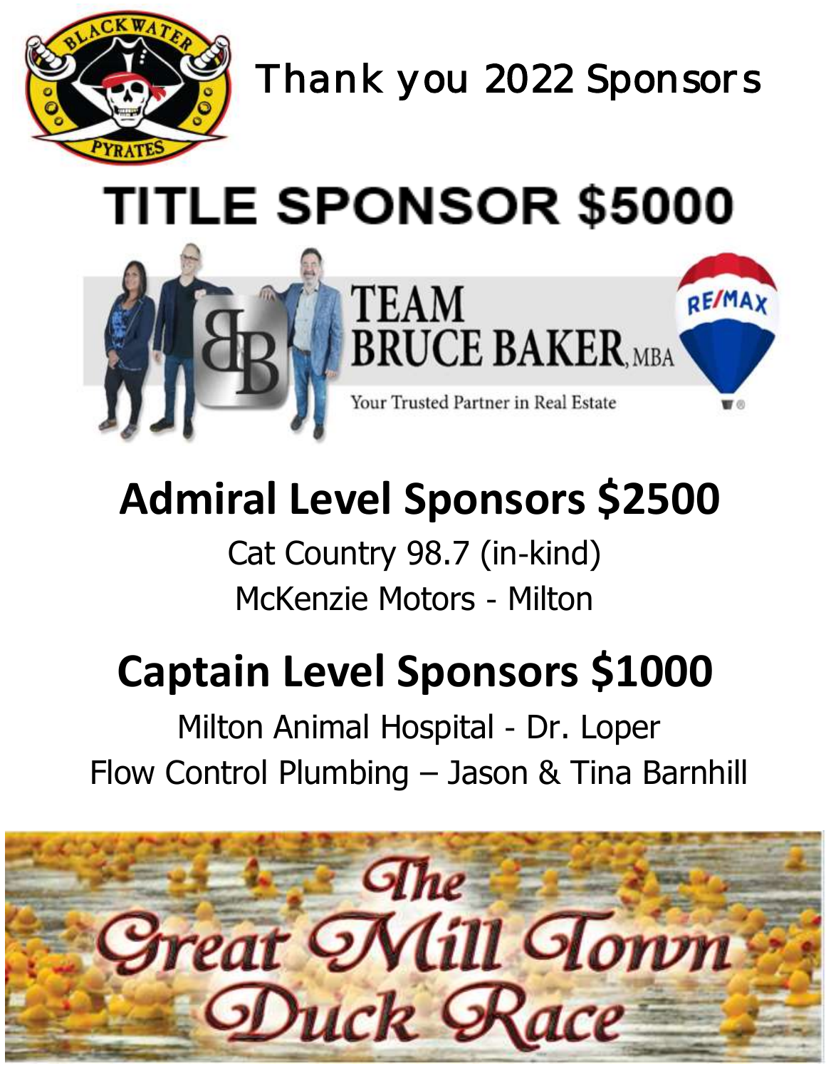Thank you 2022 Sponsors

# TITLE SPONSOR $5000

TEAM BRUCE BAKER, MBA

Your Trusted Partner in Real Estate

RE/MAX

## Admiral Level Sponsors $2500

Cat Country 98.7 (in-kind)

McKenzie Motors - Milton

## Captain Level Sponsors $1000

Milton Animal Hospital - Dr. Loper

Flow Control Plumbing – Jason & Tina Barnhill

The Great Mill Town Duck Race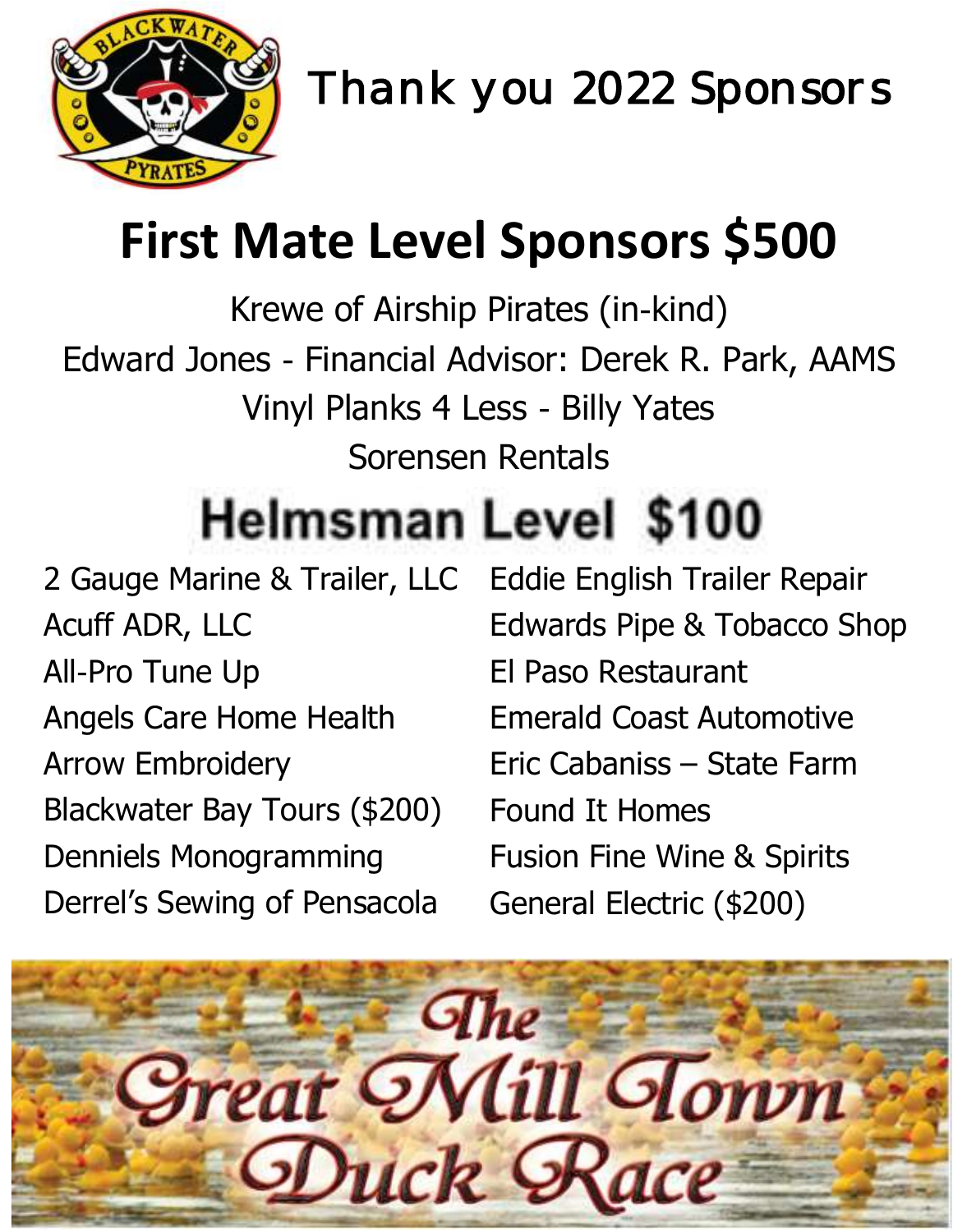# Thank you 2022 Sponsors

## First Mate Level Sponsors $500

Krewe of Airship Pirates (in-kind)

Edward Jones - Financial Advisor: Derek R. Park, AAMS

Vinyl Planks 4 Less - Billy Yates

Sorensen Rentals

## Helmsman Level $100

2 Gauge Marine & Trailer, LLC

Acuff ADR, LLC

All-Pro Tune Up

Angels Care Home Health

Arrow Embroidery

Blackwater Bay Tours ($200)

Denniels Monogramming

Derrel's Sewing of Pensacola

Eddie English Trailer Repair

Edwards Pipe & Tobacco Shop

El Paso Restaurant

Emerald Coast Automotive

Eric Cabaniss – State Farm

Found It Homes

Fusion Fine Wine & Spirits

General Electric ($200)

The Great Mill Town Duck Race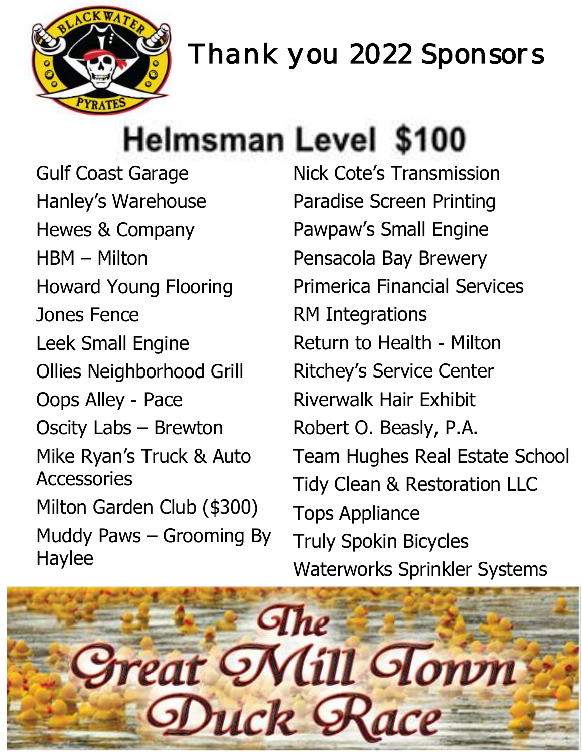# Thank you 2022 Sponsors

## Helmsman Level $100

- Gulf Coast Garage
- Hanley's Warehouse
- Hewes & Company
- HBM – Milton
- Howard Young Flooring
- Jones Fence
- Leek Small Engine
- Ollies Neighborhood Grill
- Oops Alley - Pace
- Oscity Labs – Brewton
- Mike Ryan's Truck & Auto Accessories
- Milton Garden Club ($300)
- Muddy Paws – Grooming By Haylee
- Nick Cote's Transmission
- Paradise Screen Printing
- Pawpaw's Small Engine
- Pensacola Bay Brewery
- Primerica Financial Services
- RM Integrations
- Return to Health - Milton
- Ritchey's Service Center
- Riverwalk Hair Exhibit
- Robert O. Beasly, P.A.
- Team Hughes Real Estate School
- Tidy Clean & Restoration LLC
- Tops Appliance
- Truly Spokin Bicycles
- Waterworks Sprinkler Systems

The Great Mill Town Duck Race